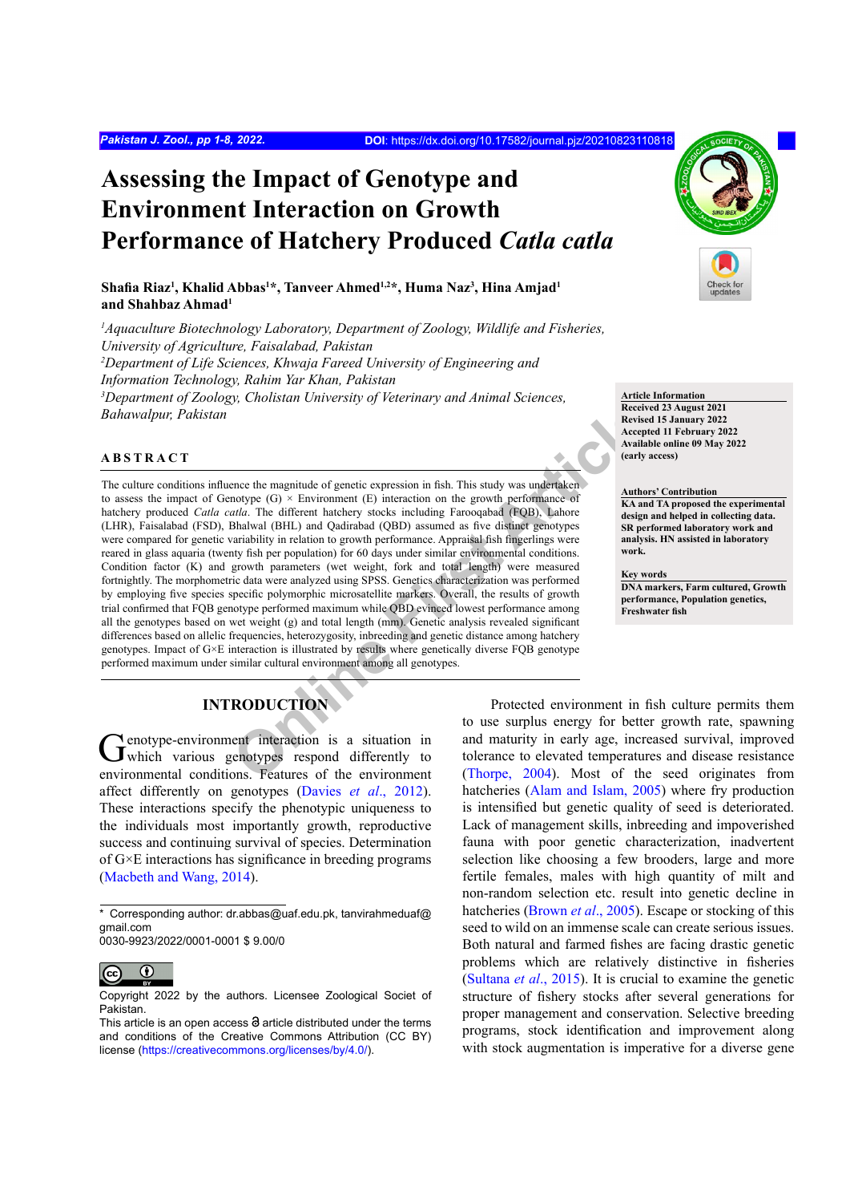# Assessing the Impact of Genotype and Environment Interaction on Growth Performance of Hatchery Produced *Catla catla*

**Shafia Riaz[1], Khalid Abbas[1]*, Tanveer Ahmed[1,2]*, Huma Naz[3], Hina Amjad[1] and Shahbaz Ahmad[1]**

*[1]Aquaculture Biotechnology Laboratory, Department of Zoology, Wildlife and Fisheries, University of Agriculture, Faisalabad, Pakistan*
*[2]Department of Life Sciences, Khwaja Fareed University of Engineering and Information Technology, Rahim Yar Khan, Pakistan*
*[3]Department of Zoology, Cholistan University of Veterinary and Animal Sciences, Bahawalpur, Pakistan*

**Article Information**
**Received 23 August 2021**
**Revised 15 January 2022**
**Accepted 11 February 2022**
**Available online 09 May 2022 (early access)**

**Authors' Contribution**
**KA and TA proposed the experimental design and helped in collecting data. SR performed laboratory work and analysis. HN assisted in laboratory work.**

**Key words**
**DNA markers, Farm cultured, Growth performance, Population genetics, Freshwater fish**

## ABSTRACT

The culture conditions influence the magnitude of genetic expression in fish. This study was undertaken to assess the impact of Genotype (G) × Environment (E) interaction on the growth performance of hatchery produced *Catla catla*. The different hatchery stocks including Farooqabad (FQB), Lahore (LHR), Faisalabad (FSD), Bhalwal (BHL) and Qadirabad (QBD) assumed as five distinct genotypes were compared for genetic variability in relation to growth performance. Appraisal fish fingerlings were reared in glass aquaria (twenty fish per population) for 60 days under similar environmental conditions. Condition factor (K) and growth parameters (wet weight, fork and total length) were measured fortnightly. The morphometric data were analyzed using SPSS. Genetics characterization was performed by employing five species specific polymorphic microsatellite markers. Overall, the results of growth trial confirmed that FQB genotype performed maximum while QBD evinced lowest performance among all the genotypes based on wet weight (g) and total length (mm). Genetic analysis revealed significant differences based on allelic frequencies, heterozygosity, inbreeding and genetic distance among hatchery genotypes. Impact of G×E interaction is illustrated by results where genetically diverse FQB genotype performed maximum under similar cultural environment among all genotypes.

## INTRODUCTION

Genotype-environment interaction is a situation in which various genotypes respond differently to environmental conditions. Features of the environment affect differently on genotypes (Davies *et al*., 2012). These interactions specify the phenotypic uniqueness to the individuals most importantly growth, reproductive success and continuing survival of species. Determination of G×E interactions has significance in breeding programs (Macbeth and Wang, 2014).

Protected environment in fish culture permits them to use surplus energy for better growth rate, spawning and maturity in early age, increased survival, improved tolerance to elevated temperatures and disease resistance (Thorpe, 2004). Most of the seed originates from hatcheries (Alam and Islam, 2005) where fry production is intensified but genetic quality of seed is deteriorated. Lack of management skills, inbreeding and impoverished fauna with poor genetic characterization, inadvertent selection like choosing a few brooders, large and more fertile females, males with high quantity of milt and non-random selection etc. result into genetic decline in hatcheries (Brown *et al*., 2005). Escape or stocking of this seed to wild on an immense scale can create serious issues. Both natural and farmed fishes are facing drastic genetic problems which are relatively distinctive in fisheries (Sultana *et al*., 2015). It is crucial to examine the genetic structure of fishery stocks after several generations for proper management and conservation. Selective breeding programs, stock identification and improvement along with stock augmentation is imperative for a diverse gene

\* Corresponding author: dr.abbas@uaf.edu.pk, tanvirahmeduaf@gmail.com
0030-9923/2022/0001-0001 $ 9.00/0

Copyright 2022 by the authors. Licensee Zoological Societ of Pakistan.
This article is an open access article distributed under the terms and conditions of the Creative Commons Attribution (CC BY) license (https://creativecommons.org/licenses/by/4.0/).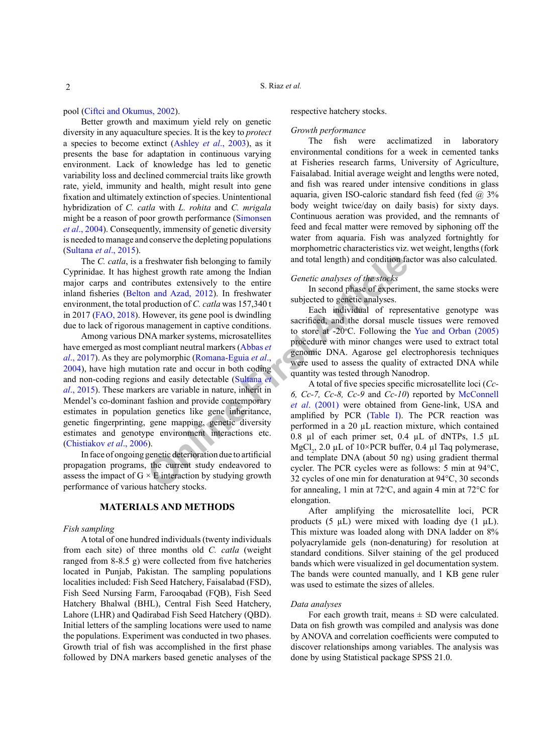pool (Ciftci and Okumus, 2002).

Better growth and maximum yield rely on genetic diversity in any aquaculture species. It is the key to *protect* a species to become extinct (Ashley *et al*., 2003), as it presents the base for adaptation in continuous varying environment. Lack of knowledge has led to genetic variability loss and declined commercial traits like growth rate, yield, immunity and health, might result into gene fixation and ultimately extinction of species. Unintentional hybridization of *C. catla* with *L. rohita* and *C. mrigala* might be a reason of poor growth performance (Simonsen *et al*., 2004). Consequently, immensity of genetic diversity is needed to manage and conserve the depleting populations (Sultana *et al*., 2015).

The *C. catla*, is a freshwater fish belonging to family Cyprinidae. It has highest growth rate among the Indian major carps and contributes extensively to the entire inland fisheries (Belton and Azad, 2012). In freshwater environment, the total production of *C. catla* was 157,340 t in 2017 (FAO, 2018). However, its gene pool is dwindling due to lack of rigorous management in captive conditions.

Among various DNA marker systems, microsatellites have emerged as most compliant neutral markers (Abbas *et al*., 2017). As they are polymorphic (Romana-Eguia *et al*., 2004), have high mutation rate and occur in both coding and non-coding regions and easily detectable (Sultana *et al*., 2015). These markers are variable in nature, inherit in Mendel's co-dominant fashion and provide contemporary estimates in population genetics like gene inheritance, genetic fingerprinting, gene mapping, genetic diversity estimates and genotype environment interactions etc. (Chistiakov *et al*., 2006).

In face of ongoing genetic deterioration due to artificial propagation programs, the current study endeavored to assess the impact of G × E interaction by studying growth performance of various hatchery stocks.

## MATERIALS AND METHODS

*Fish sampling*

A total of one hundred individuals (twenty individuals from each site) of three months old *C. catla* (weight ranged from 8-8.5 g) were collected from five hatcheries located in Punjab, Pakistan. The sampling populations localities included: Fish Seed Hatchery, Faisalabad (FSD), Fish Seed Nursing Farm, Farooqabad (FQB), Fish Seed Hatchery Bhalwal (BHL), Central Fish Seed Hatchery, Lahore (LHR) and Qadirabad Fish Seed Hatchery (QBD). Initial letters of the sampling locations were used to name the populations. Experiment was conducted in two phases. Growth trial of fish was accomplished in the first phase followed by DNA markers based genetic analyses of the respective hatchery stocks.

*Growth performance*

The fish were acclimatized in laboratory environmental conditions for a week in cemented tanks at Fisheries research farms, University of Agriculture, Faisalabad. Initial average weight and lengths were noted, and fish was reared under intensive conditions in glass aquaria, given ISO-caloric standard fish feed (fed @ 3% body weight twice/day on daily basis) for sixty days. Continuous aeration was provided, and the remnants of feed and fecal matter were removed by siphoning off the water from aquaria. Fish was analyzed fortnightly for morphometric characteristics viz. wet weight, lengths (fork and total length) and condition factor was also calculated.

*Genetic analyses of the stocks*

In second phase of experiment, the same stocks were subjected to genetic analyses.

Each individual of representative genotype was sacrificed, and the dorsal muscle tissues were removed to store at -20°C. Following the Yue and Orban (2005) procedure with minor changes were used to extract total genomic DNA. Agarose gel electrophoresis techniques were used to assess the quality of extracted DNA while quantity was tested through Nanodrop.

A total of five species specific microsatellite loci (*Cc-6, Cc-7, Cc-8, Cc-9* and *Cc-10*) reported by McConnell *et al*. (2001) were obtained from Gene-link, USA and amplified by PCR (Table I). The PCR reaction was performed in a 20 µL reaction mixture, which contained 0.8 µl of each primer set, 0.4 µL of dNTPs, 1.5 µL $MgCl_2$, 2.0 µL of 10×PCR buffer, 0.4 µl Taq polymerase, and template DNA (about 50 ng) using gradient thermal cycler. The PCR cycles were as follows: 5 min at 94°C, 32 cycles of one min for denaturation at 94°C, 30 seconds for annealing, 1 min at 72°C, and again 4 min at 72°C for elongation.

After amplifying the microsatellite loci, PCR products (5 µL) were mixed with loading dye (1 µL). This mixture was loaded along with DNA ladder on 8% polyacrylamide gels (non-denaturing) for resolution at standard conditions. Silver staining of the gel produced bands which were visualized in gel documentation system. The bands were counted manually, and 1 KB gene ruler was used to estimate the sizes of alleles.

*Data analyses*

For each growth trait, means ± SD were calculated. Data on fish growth was compiled and analysis was done by ANOVA and correlation coefficients were computed to discover relationships among variables. The analysis was done by using Statistical package SPSS 21.0.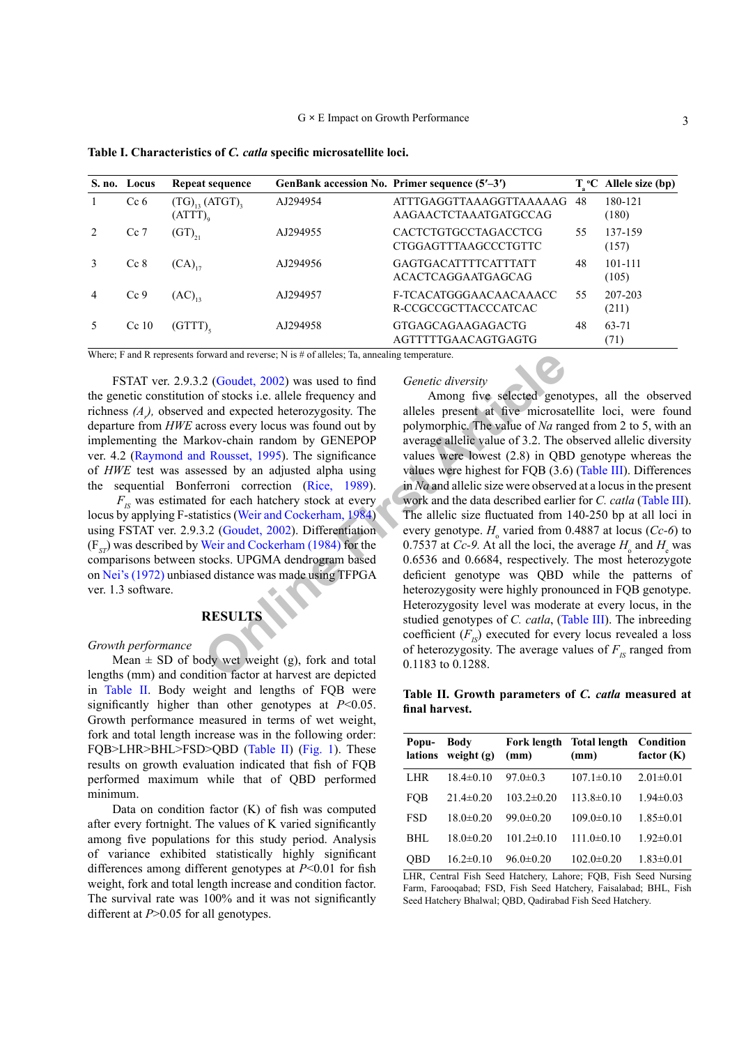**Table I. Characteristics of *C. catla* specific microsatellite loci.**

| S. no. | Locus | Repeat sequence | GenBank accession No. | Primer sequence (5′–3′) | $T_a$ °C | Allele size (bp) |
|---|---|---|---|---|---|---|
| 1 | Cc 6 | $(TG)_{13}$ $(ATGT)_3$ $(ATTT)_9$ | AJ294954 | ATTTGAGGTTAAAGGTTAAAAAG AAGAACTCTAAATGATGCCAG | 48 | 180-121 (180) |
| 2 | Cc 7 | $(GT)_{21}$ | AJ294955 | CACTCTGTGCCTAGACCTCG CTGGAGTTTAAGCCCTGTTC | 55 | 137-159 (157) |
| 3 | Cc 8 | $(CA)_{17}$ | AJ294956 | GAGTGACATTTTCATTTATT ACACTCAGGAATGAGCAG | 48 | 101-111 (105) |
| 4 | Cc 9 | $(AC)_{13}$ | AJ294957 | F-TCACATGGGAACAACAAACC R-CCGCCGCTTACCCATCAC | 55 | 207-203 (211) |
| 5 | Cc 10 | $(GTTT)_5$ | AJ294958 | GTGAGCAGAAGAGACTG AGTTTTTGAACAGTGAGTG | 48 | 63-71 (71) |

Where; F and R represents forward and reverse; N is # of alleles; Ta, annealing temperature.

FSTAT ver. 2.9.3.2 (Goudet, 2002) was used to find the genetic constitution of stocks i.e. allele frequency and richness *($A_r$)*, observed and expected heterozygosity. The departure from *HWE* across every locus was found out by implementing the Markov-chain random by GENEPOP ver. 4.2 (Raymond and Rousset, 1995). The significance of *HWE* test was assessed by an adjusted alpha using the sequential Bonferroni correction (Rice, 1989). $F_{IS}$ was estimated for each hatchery stock at every locus by applying F-statistics (Weir and Cockerham, 1984) using FSTAT ver. 2.9.3.2 (Goudet, 2002). Differentiation ($F_{ST}$) was described by Weir and Cockerham (1984) for the comparisons between stocks. UPGMA dendrogram based on Nei's (1972) unbiased distance was made using TFPGA ver. 1.3 software.

## RESULTS

*Growth performance*

Mean ± SD of body wet weight (g), fork and total lengths (mm) and condition factor at harvest are depicted in Table II. Body weight and lengths of FQB were significantly higher than other genotypes at $P<0.05$. Growth performance measured in terms of wet weight, fork and total length increase was in the following order: FQB>LHR>BHL>FSD>QBD (Table II) (Fig. 1). These results on growth evaluation indicated that fish of FQB performed maximum while that of QBD performed minimum.

Data on condition factor (K) of fish was computed after every fortnight. The values of K varied significantly among five populations for this study period. Analysis of variance exhibited statistically highly significant differences among different genotypes at $P<0.01$ for fish weight, fork and total length increase and condition factor. The survival rate was 100% and it was not significantly different at $P>0.05$ for all genotypes.

*Genetic diversity*

Among five selected genotypes, all the observed alleles present at five microsatellite loci, were found polymorphic. The value of *Na* ranged from 2 to 5, with an average allelic value of 3.2. The observed allelic diversity values were lowest (2.8) in QBD genotype whereas the values were highest for FQB (3.6) (Table III). Differences in *Na* and allelic size were observed at a locus in the present work and the data described earlier for *C. catla* (Table III). The allelic size fluctuated from 140-250 bp at all loci in every genotype. $H_o$ varied from 0.4887 at locus (*Cc-6*) to 0.7537 at *Cc-9*. At all the loci, the average $H_o$ and $H_e$ was 0.6536 and 0.6684, respectively. The most heterozygote deficient genotype was QBD while the patterns of heterozygosity were highly pronounced in FQB genotype. Heterozygosity level was moderate at every locus, in the studied genotypes of *C. catla*, (Table III). The inbreeding coefficient ($F_{IS}$) executed for every locus revealed a loss of heterozygosity. The average values of $F_{IS}$ ranged from 0.1183 to 0.1288.

**Table II. Growth parameters of *C. catla* measured at final harvest.**

| Populations | Body weight (g) | Fork length (mm) | Total length (mm) | Condition factor (K) |
|---|---|---|---|---|
| LHR | 18.4±0.10 | 97.0±0.3 | 107.1±0.10 | 2.01±0.01 |
| FQB | 21.4±0.20 | 103.2±0.20 | 113.8±0.10 | 1.94±0.03 |
| FSD | 18.0±0.20 | 99.0±0.20 | 109.0±0.10 | 1.85±0.01 |
| BHL | 18.0±0.20 | 101.2±0.10 | 111.0±0.10 | 1.92±0.01 |
| QBD | 16.2±0.10 | 96.0±0.20 | 102.0±0.20 | 1.83±0.01 |

LHR, Central Fish Seed Hatchery, Lahore; FQB, Fish Seed Nursing Farm, Farooqabad; FSD, Fish Seed Hatchery, Faisalabad; BHL, Fish Seed Hatchery Bhalwal; QBD, Qadirabad Fish Seed Hatchery.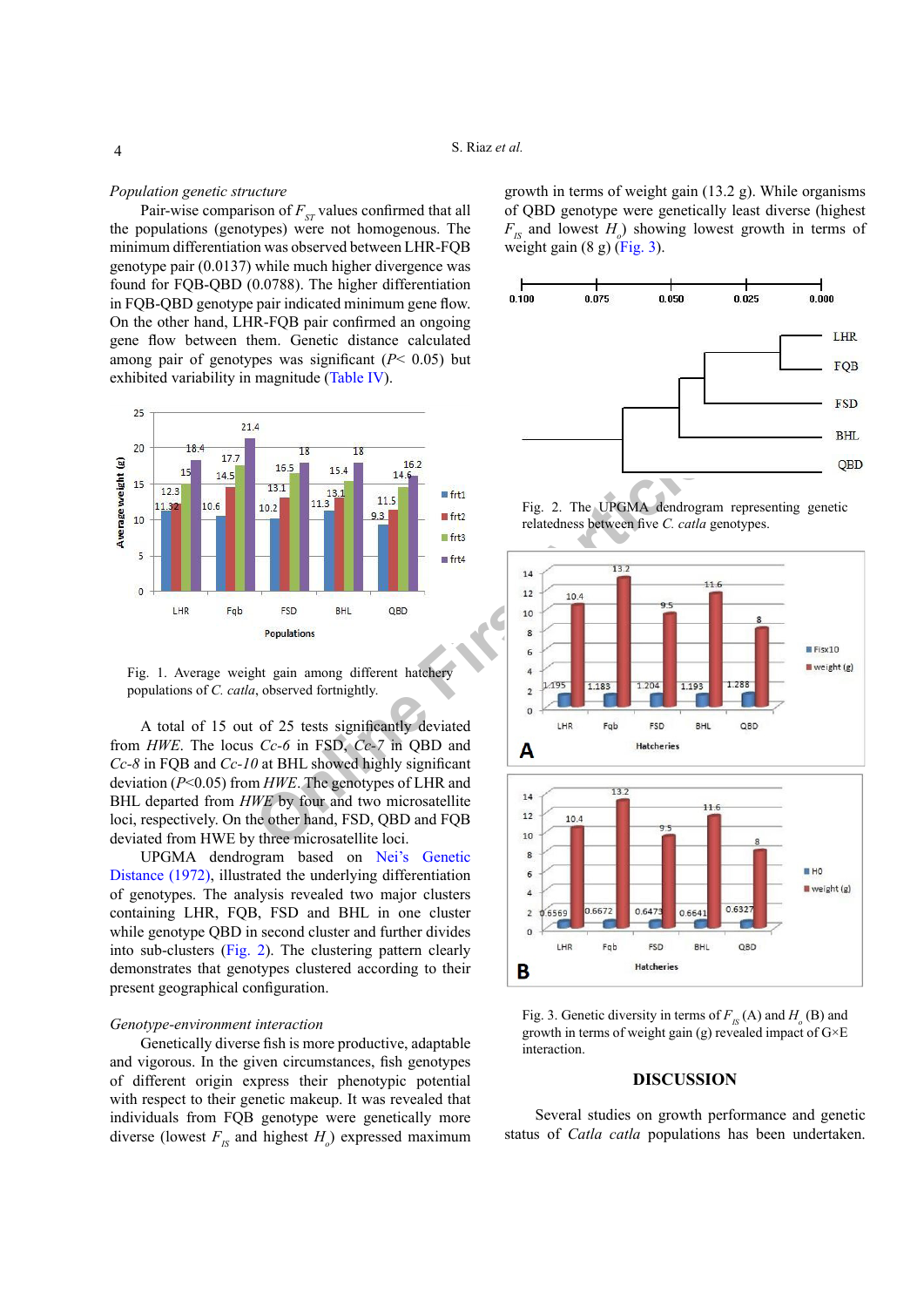*Population genetic structure*

Pair-wise comparison of $F_{ST}$ values confirmed that all the populations (genotypes) were not homogenous. The minimum differentiation was observed between LHR-FQB genotype pair (0.0137) while much higher divergence was found for FQB-QBD (0.0788). The higher differentiation in FQB-QBD genotype pair indicated minimum gene flow. On the other hand, LHR-FQB pair confirmed an ongoing gene flow between them. Genetic distance calculated among pair of genotypes was significant ($P < 0.05$) but exhibited variability in magnitude (Table IV).

Fig. 1. Average weight gain among different hatchery populations of *C. catla*, observed fortnightly.

A total of 15 out of 25 tests significantly deviated from *HWE*. The locus *Cc-6* in FSD, *Cc-7* in QBD and *Cc-8* in FQB and *Cc-10* at BHL showed highly significant deviation ($P<0.05$) from *HWE*. The genotypes of LHR and BHL departed from *HWE* by four and two microsatellite loci, respectively. On the other hand, FSD, QBD and FQB deviated from HWE by three microsatellite loci.

UPGMA dendrogram based on Nei's Genetic Distance (1972), illustrated the underlying differentiation of genotypes. The analysis revealed two major clusters containing LHR, FQB, FSD and BHL in one cluster while genotype QBD in second cluster and further divides into sub-clusters (Fig. 2). The clustering pattern clearly demonstrates that genotypes clustered according to their present geographical configuration.

*Genotype-environment interaction*

Genetically diverse fish is more productive, adaptable and vigorous. In the given circumstances, fish genotypes of different origin express their phenotypic potential with respect to their genetic makeup. It was revealed that individuals from FQB genotype were genetically more diverse (lowest $F_{IS}$ and highest $H_o$) expressed maximum growth in terms of weight gain (13.2 g). While organisms of QBD genotype were genetically least diverse (highest $F_{IS}$ and lowest $H_o$) showing lowest growth in terms of weight gain (8 g) (Fig. 3).

Fig. 2. The UPGMA dendrogram representing genetic relatedness between five *C. catla* genotypes.

Fig. 3. Genetic diversity in terms of $F_{IS}$ (A) and $H_o$ (B) and growth in terms of weight gain (g) revealed impact of G×E interaction.

## DISCUSSION

Several studies on growth performance and genetic status of *Catla catla* populations has been undertaken.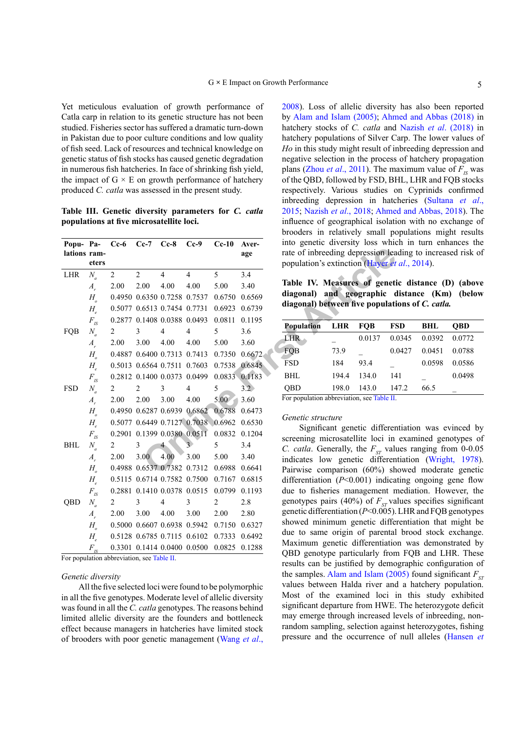Yet meticulous evaluation of growth performance of Catla carp in relation to its genetic structure has not been studied. Fisheries sector has suffered a dramatic turn-down in Pakistan due to poor culture conditions and low quality of fish seed. Lack of resources and technical knowledge on genetic status of fish stocks has caused genetic degradation in numerous fish hatcheries. In face of shrinking fish yield, the impact of G × E on growth performance of hatchery produced *C. catla* was assessed in the present study.

**Table III. Genetic diversity parameters for *C. catla* populations at five microsatellite loci.**

| Populations | Parameters | Cc-6 | Cc-7 | Cc-8 | Cc-9 | Cc-10 | Average |
|---|---|---|---|---|---|---|---|
| LHR | $N_a$ | 2 | 2 | 4 | 4 | 5 | 3.4 |
| | $A_r$ | 2.00 | 2.00 | 4.00 | 4.00 | 5.00 | 3.40 |
| | $H_o$ | 0.4950 | 0.6350 | 0.7258 | 0.7537 | 0.6750 | 0.6569 |
| | $H_e$ | 0.5077 | 0.6513 | 0.7454 | 0.7731 | 0.6923 | 0.6739 |
| | $F_{IS}$ | 0.2877 | 0.1408 | 0.0388 | 0.0493 | 0.0811 | 0.1195 |
| FQB | $N_a$ | 2 | 3 | 4 | 4 | 5 | 3.6 |
| | $A_r$ | 2.00 | 3.00 | 4.00 | 4.00 | 5.00 | 3.60 |
| | $H_o$ | 0.4887 | 0.6400 | 0.7313 | 0.7413 | 0.7350 | 0.6672 |
| | $H_e$ | 0.5013 | 0.6564 | 0.7511 | 0.7603 | 0.7538 | 0.6845 |
| | $F_{IS}$ | 0.2812 | 0.1400 | 0.0373 | 0.0499 | 0.0833 | 0.1183 |
| FSD | $N_a$ | 2 | 2 | 3 | 4 | 5 | 3.2 |
| | $A_r$ | 2.00 | 2.00 | 3.00 | 4.00 | 5.00 | 3.60 |
| | $H_o$ | 0.4950 | 0.6287 | 0.6939 | 0.6862 | 0.6788 | 0.6473 |
| | $H_e$ | 0.5077 | 0.6449 | 0.7127 | 0.7038 | 0.6962 | 0.6530 |
| | $F_{IS}$ | 0.2901 | 0.1399 | 0.0380 | 0.0511 | 0.0832 | 0.1204 |
| BHL | $N_a$ | 2 | 3 | 4 | 3 | 5 | 3.4 |
| | $A_r$ | 2.00 | 3.00 | 4.00 | 3.00 | 5.00 | 3.40 |
| | $H_o$ | 0.4988 | 0.6537 | 0.7382 | 0.7312 | 0.6988 | 0.6641 |
| | $H_e$ | 0.5115 | 0.6714 | 0.7582 | 0.7500 | 0.7167 | 0.6815 |
| | $F_{IS}$ | 0.2881 | 0.1410 | 0.0378 | 0.0515 | 0.0799 | 0.1193 |
| QBD | $N_a$ | 2 | 3 | 4 | 3 | 2 | 2.8 |
| | $A_r$ | 2.00 | 3.00 | 4.00 | 3.00 | 2.00 | 2.80 |
| | $H_o$ | 0.5000 | 0.6607 | 0.6938 | 0.5942 | 0.7150 | 0.6327 |
| | $H_e$ | 0.5128 | 0.6785 | 0.7115 | 0.6102 | 0.7333 | 0.6492 |
| | $F_{IS}$ | 0.3301 | 0.1414 | 0.0400 | 0.0500 | 0.0825 | 0.1288 |

For population abbreviation, see Table II.

### Genetic diversity

All the five selected loci were found to be polymorphic in all the five genotypes. Moderate level of allelic diversity was found in all the *C. catla* genotypes. The reasons behind limited allelic diversity are the founders and bottleneck effect because managers in hatcheries have limited stock of brooders with poor genetic management (Wang *et al*., 2008). Loss of allelic diversity has also been reported by Alam and Islam (2005); Ahmed and Abbas (2018) in hatchery stocks of *C. catla* and Nazish *et al*. (2018) in hatchery populations of Silver Carp. The lower values of *Ho* in this study might result of inbreeding depression and negative selection in the process of hatchery propagation plans (Zhou *et al*., 2011). The maximum value of $F_{IS}$ was of the QBD, followed by FSD, BHL, LHR and FQB stocks respectively. Various studies on Cyprinids confirmed inbreeding depression in hatcheries (Sultana *et al*., 2015; Nazish *et al*., 2018; Ahmed and Abbas, 2018). The influence of geographical isolation with no exchange of brooders in relatively small populations might results into genetic diversity loss which in turn enhances the rate of inbreeding depression leading to increased risk of population's extinction (Hayer *et al*., 2014).

**Table IV. Measures of genetic distance (D) (above diagonal) and geographic distance (Km) (below diagonal) between five populations of *C. catla*.**

| Population | LHR | FQB | FSD | BHL | QBD |
|---|---|---|---|---|---|
| LHR | _ | 0.0137 | 0.0345 | 0.0392 | 0.0772 |
| FQB | 73.9 | _ | 0.0427 | 0.0451 | 0.0788 |
| FSD | 184 | 93.4 | _ | 0.0598 | 0.0586 |
| BHL | 194.4 | 134.0 | 141 | _ | 0.0498 |
| QBD | 198.0 | 143.0 | 147.2 | 66.5 | _ |

For population abbreviation, see Table II.

### Genetic structure

Significant genetic differentiation was evinced by screening microsatellite loci in examined genotypes of *C. catla*. Generally, the $F_{ST}$ values ranging from 0-0.05 indicates low genetic differentiation (Wright, 1978). Pairwise comparison (60%) showed moderate genetic differentiation ($P<0.001$) indicating ongoing gene flow due to fisheries management mediation. However, the genotypes pairs (40%) of $F_{ST}$ values specifies significant genetic differentiation ($P<0.005$). LHR and FQB genotypes showed minimum genetic differentiation that might be due to same origin of parental brood stock exchange. Maximum genetic differentiation was demonstrated by QBD genotype particularly from FQB and LHR. These results can be justified by demographic configuration of the samples. Alam and Islam (2005) found significant $F_{ST}$ values between Halda river and a hatchery population. Most of the examined loci in this study exhibited significant departure from HWE. The heterozygote deficit may emerge through increased levels of inbreeding, non-random sampling, selection against heterozygotes, fishing pressure and the occurrence of null alleles (Hansen *et*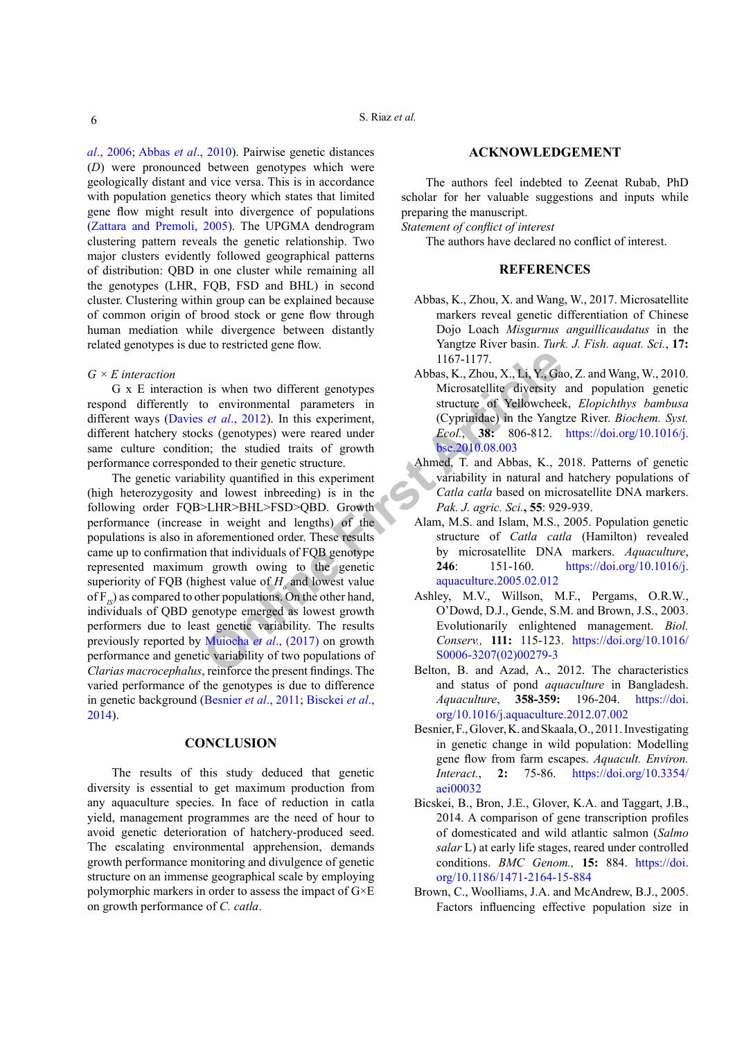*al*., 2006; Abbas *et al*., 2010). Pairwise genetic distances (*D*) were pronounced between genotypes which were geologically distant and vice versa. This is in accordance with population genetics theory which states that limited gene flow might result into divergence of populations (Zattara and Premoli, 2005). The UPGMA dendrogram clustering pattern reveals the genetic relationship. Two major clusters evidently followed geographical patterns of distribution: QBD in one cluster while remaining all the genotypes (LHR, FQB, FSD and BHL) in second cluster. Clustering within group can be explained because of common origin of brood stock or gene flow through human mediation while divergence between distantly related genotypes is due to restricted gene flow.

*G × E interaction*

G x E interaction is when two different genotypes respond differently to environmental parameters in different ways (Davies *et al*., 2012). In this experiment, different hatchery stocks (genotypes) were reared under same culture condition; the studied traits of growth performance corresponded to their genetic structure.

The genetic variability quantified in this experiment (high heterozygosity and lowest inbreeding) is in the following order FQB>LHR>BHL>FSD>QBD. Growth performance (increase in weight and lengths) of the populations is also in aforementioned order. These results came up to confirmation that individuals of FQB genotype represented maximum growth owing to the genetic superiority of FQB (highest value of $H_o$ and lowest value of $F_{IS}$) as compared to other populations. On the other hand, individuals of QBD genotype emerged as lowest growth performers due to least genetic variability. The results previously reported by Muiocha *et al*., (2017) on growth performance and genetic variability of two populations of *Clarias macrocephalus*, reinforce the present findings. The varied performance of the genotypes is due to difference in genetic background (Besnier *et al*., 2011; Bicskei *et al*., 2014).

## CONCLUSION

The results of this study deduced that genetic diversity is essential to get maximum production from any aquaculture species. In face of reduction in catla yield, management programmes are the need of hour to avoid genetic deterioration of hatchery-produced seed. The escalating environmental apprehension, demands growth performance monitoring and divulgence of genetic structure on an immense geographical scale by employing polymorphic markers in order to assess the impact of G×E on growth performance of *C. catla*.

## ACKNOWLEDGEMENT

The authors feel indebted to Zeenat Rubab, PhD scholar for her valuable suggestions and inputs while preparing the manuscript.

*Statement of conflict of interest*

The authors have declared no conflict of interest.

## REFERENCES

Abbas, K., Zhou, X. and Wang, W., 2017. Microsatellite markers reveal genetic differentiation of Chinese Dojo Loach *Misgurnus anguillicaudatus* in the Yangtze River basin. *Turk. J. Fish. aquat. Sci.*, **17:** 1167-1177.

Abbas, K., Zhou, X., Li, Y., Gao, Z. and Wang, W., 2010. Microsatellite diversity and population genetic structure of Yellowcheek, *Elopichthys bambusa* (Cyprinidae) in the Yangtze River. *Biochem. Syst. Ecol.*, **38:** 806-812. https://doi.org/10.1016/j.bse.2010.08.003

Ahmed, T. and Abbas, K., 2018. Patterns of genetic variability in natural and hatchery populations of *Catla catla* based on microsatellite DNA markers. *Pak. J. agric. Sci.*, **55**: 929-939.

Alam, M.S. and Islam, M.S., 2005. Population genetic structure of *Catla catla* (Hamilton) revealed by microsatellite DNA markers. *Aquaculture*, **246**: 151-160. https://doi.org/10.1016/j.aquaculture.2005.02.012

Ashley, M.V., Willson, M.F., Pergams, O.R.W., O'Dowd, D.J., Gende, S.M. and Brown, J.S., 2003. Evolutionarily enlightened management. *Biol. Conserv.*, **111:** 115-123. https://doi.org/10.1016/S0006-3207(02)00279-3

Belton, B. and Azad, A., 2012. The characteristics and status of pond *aquaculture* in Bangladesh. *Aquaculture*, **358-359:** 196-204. https://doi.org/10.1016/j.aquaculture.2012.07.002

Besnier, F., Glover, K. and Skaala, O., 2011. Investigating in genetic change in wild population: Modelling gene flow from farm escapes. *Aquacult. Environ. Interact.*, **2:** 75-86. https://doi.org/10.3354/aei00032

Bicskei, B., Bron, J.E., Glover, K.A. and Taggart, J.B., 2014. A comparison of gene transcription profiles of domesticated and wild atlantic salmon (*Salmo salar* L) at early life stages, reared under controlled conditions. *BMC Genom.,* **15:** 884. https://doi.org/10.1186/1471-2164-15-884

Brown, C., Woolliams, J.A. and McAndrew, B.J., 2005. Factors influencing effective population size in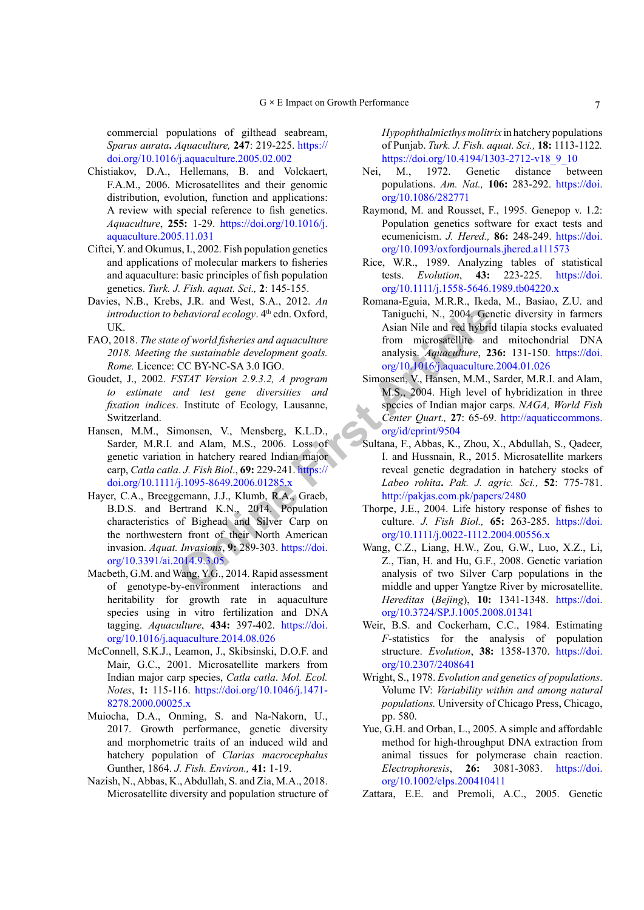commercial populations of gilthead seabream, *Sparus aurata*. *Aquaculture,* **247**: 219-225. https://doi.org/10.1016/j.aquaculture.2005.02.002

Chistiakov, D.A., Hellemans, B. and Volckaert, F.A.M., 2006. Microsatellites and their genomic distribution, evolution, function and applications: A review with special reference to fish genetics. *Aquaculture*, **255:** 1-29. https://doi.org/10.1016/j.aquaculture.2005.11.031

Ciftci, Y. and Okumus, I., 2002. Fish population genetics and applications of molecular markers to fisheries and aquaculture: basic principles of fish population genetics. *Turk. J. Fish. aquat. Sci.,* **2**: 145-155.

Davies, N.B., Krebs, J.R. and West, S.A., 2012. *An introduction to behavioral ecology*. 4th edn. Oxford, UK.

FAO, 2018. *The state of world fisheries and aquaculture 2018. Meeting the sustainable development goals. Rome.* Licence: CC BY-NC-SA 3.0 IGO.

Goudet, J., 2002. *FSTAT Version 2.9.3.2, A program to estimate and test gene diversities and fixation indices*. Institute of Ecology, Lausanne, Switzerland.

Hansen, M.M., Simonsen, V., Mensberg, K.L.D., Sarder, M.R.I. and Alam, M.S., 2006. Loss of genetic variation in hatchery reared Indian major carp, *Catla catla*. *J. Fish Biol*., **69:** 229-241. https://doi.org/10.1111/j.1095-8649.2006.01285.x

Hayer, C.A., Breeggemann, J.J., Klumb, R.A., Graeb, B.D.S. and Bertrand K.N., 2014. Population characteristics of Bighead and Silver Carp on the northwestern front of their North American invasion. *Aquat. Invasions*, **9:** 289-303. https://doi.org/10.3391/ai.2014.9.3.05

Macbeth, G.M. and Wang, Y.G., 2014. Rapid assessment of genotype-by-environment interactions and heritability for growth rate in aquaculture species using in vitro fertilization and DNA tagging. *Aquaculture*, **434:** 397-402. https://doi.org/10.1016/j.aquaculture.2014.08.026

McConnell, S.K.J., Leamon, J., Skibsinski, D.O.F. and Mair, G.C., 2001. Microsatellite markers from Indian major carp species, *Catla catla*. *Mol. Ecol. Notes*, **1:** 115-116. https://doi.org/10.1046/j.1471-8278.2000.00025.x

Muiocha, D.A., Onming, S. and Na-Nakorn, U., 2017. Growth performance, genetic diversity and morphometric traits of an induced wild and hatchery population of *Clarias macrocephalus* Gunther, 1864. *J. Fish. Environ.,* **41:** 1-19.

Nazish, N., Abbas, K., Abdullah, S. and Zia, M.A., 2018. Microsatellite diversity and population structure of *Hypophthalmicthys molitrix* in hatchery populations of Punjab. *Turk. J. Fish. aquat. Sci.,* **18:** 1113-1122. https://doi.org/10.4194/1303-2712-v18_9_10

Nei, M., 1972. Genetic distance between populations. *Am. Nat.,* **106:** 283-292. https://doi.org/10.1086/282771

Raymond, M. and Rousset, F., 1995. Genepop v. 1.2: Population genetics software for exact tests and ecumenicism. *J. Hered.,* **86:** 248-249. https://doi.org/10.1093/oxfordjournals.jhered.a111573

Rice, W.R., 1989. Analyzing tables of statistical tests. *Evolution*, **43:** 223-225. https://doi.org/10.1111/j.1558-5646.1989.tb04220.x

Romana-Eguia, M.R.R., Ikeda, M., Basiao, Z.U. and Taniguchi, N., 2004. Genetic diversity in farmers Asian Nile and red hybrid tilapia stocks evaluated from microsatellite and mitochondrial DNA analysis. *Aquaculture*, **236:** 131-150. https://doi.org/10.1016/j.aquaculture.2004.01.026

Simonsen, V., Hansen, M.M., Sarder, M.R.I. and Alam, M.S., 2004. High level of hybridization in three species of Indian major carps. *NAGA, World Fish Center Quart.,* **27**: 65-69. http://aquaticcommons.org/id/eprint/9504

Sultana, F., Abbas, K., Zhou, X., Abdullah, S., Qadeer, I. and Hussnain, R., 2015. Microsatellite markers reveal genetic degradation in hatchery stocks of *Labeo rohita*. *Pak. J. agric. Sci.,* **52**: 775-781. http://pakjas.com.pk/papers/2480

Thorpe, J.E., 2004. Life history response of fishes to culture. *J. Fish Biol.,* **65:** 263-285. https://doi.org/10.1111/j.0022-1112.2004.00556.x

Wang, C.Z., Liang, H.W., Zou, G.W., Luo, X.Z., Li, Z., Tian, H. and Hu, G.F., 2008. Genetic variation analysis of two Silver Carp populations in the middle and upper Yangtze River by microsatellite. *Hereditas* (*Bejing*), **10:** 1341-1348. https://doi.org/10.3724/SP.J.1005.2008.01341

Weir, B.S. and Cockerham, C.C., 1984. Estimating *F*-statistics for the analysis of population structure. *Evolution*, **38:** 1358-1370. https://doi.org/10.2307/2408641

Wright, S., 1978. *Evolution and genetics of populations*. Volume IV: *Variability within and among natural populations.* University of Chicago Press, Chicago, pp. 580.

Yue, G.H. and Orban, L., 2005. A simple and affordable method for high-throughput DNA extraction from animal tissues for polymerase chain reaction. *Electrophoresis*, **26:** 3081-3083. https://doi.org/10.1002/elps.200410411

Zattara, E.E. and Premoli, A.C., 2005. Genetic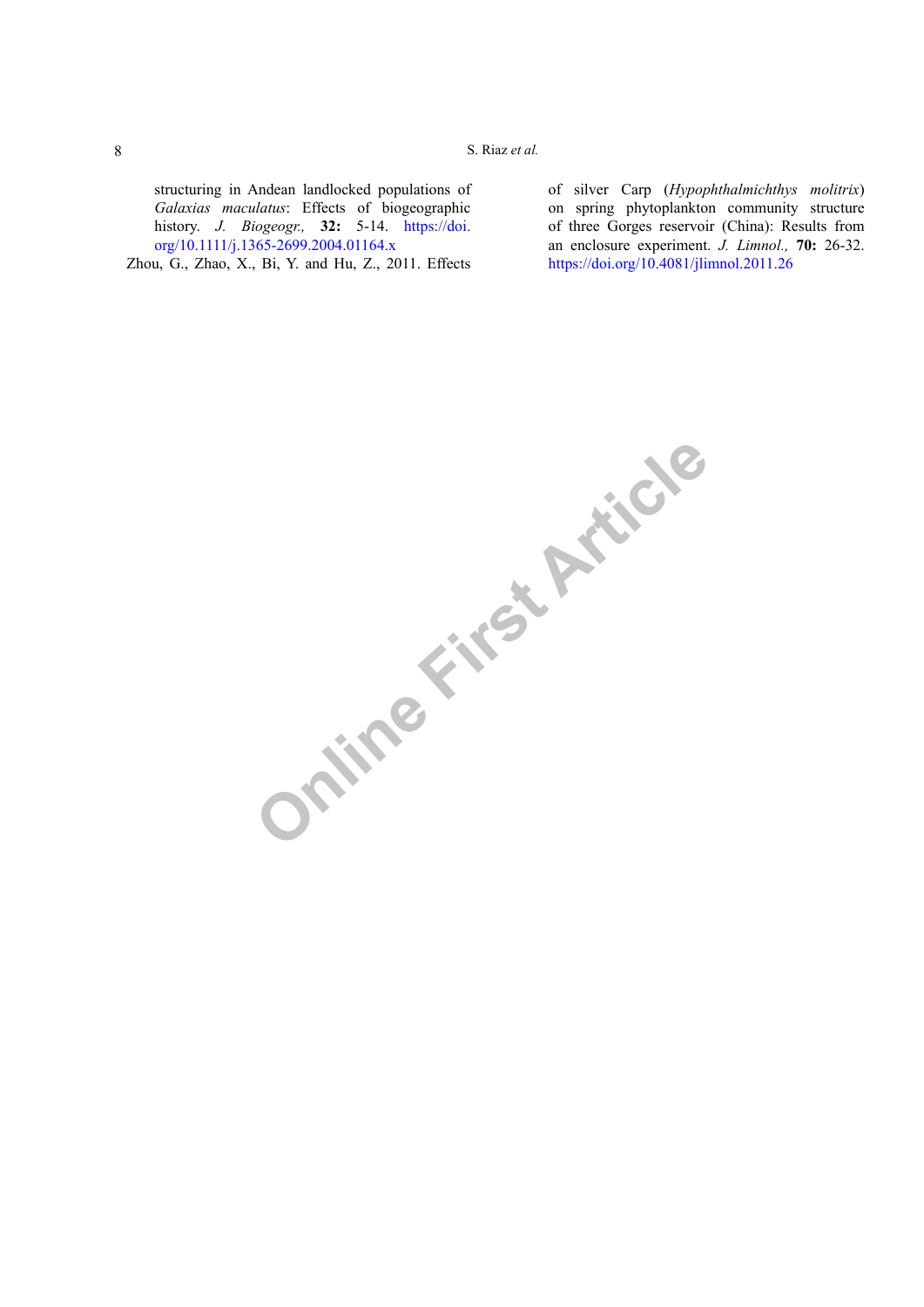structuring in Andean landlocked populations of *Galaxias maculatus*: Effects of biogeographic history. *J. Biogeogr.,* **32:** 5-14. https://doi.org/10.1111/j.1365-2699.2004.01164.x

Zhou, G., Zhao, X., Bi, Y. and Hu, Z., 2011. Effects of silver Carp (*Hypophthalmichthys molitrix*) on spring phytoplankton community structure of three Gorges reservoir (China): Results from an enclosure experiment. *J. Limnol.,* **70:** 26-32. https://doi.org/10.4081/jlimnol.2011.26